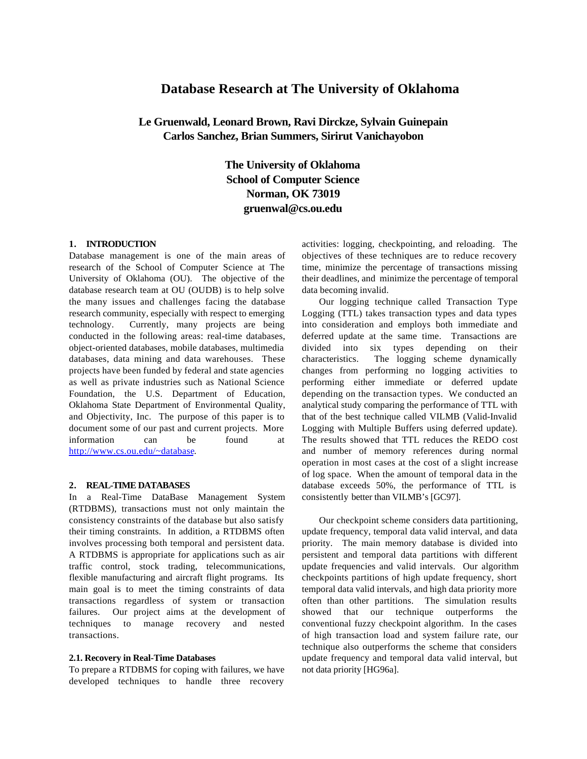# Database Research at The University of Oklahoma

**Le Gruenwald, Leonard Brown, Ravi Dirckze, Sylvain Guinepain**
**Carlos Sanchez, Brian Summers, Sirirut Vanichayobon**

**The University of Oklahoma**
**School of Computer Science**
**Norman, OK 73019**
**gruenwal@cs.ou.edu**

## 1. INTRODUCTION

Database management is one of the main areas of research of the School of Computer Science at The University of Oklahoma (OU). The objective of the database research team at OU (OUDB) is to help solve the many issues and challenges facing the database research community, especially with respect to emerging technology. Currently, many projects are being conducted in the following areas: real-time databases, object-oriented databases, mobile databases, multimedia databases, data mining and data warehouses. These projects have been funded by federal and state agencies as well as private industries such as National Science Foundation, the U.S. Department of Education, Oklahoma State Department of Environmental Quality, and Objectivity, Inc. The purpose of this paper is to document some of our past and current projects. More information can be found at http://www.cs.ou.edu/~database.

## 2. REAL-TIME DATABASES

In a Real-Time DataBase Management System (RTDBMS), transactions must not only maintain the consistency constraints of the database but also satisfy their timing constraints. In addition, a RTDBMS often involves processing both temporal and persistent data. A RTDBMS is appropriate for applications such as air traffic control, stock trading, telecommunications, flexible manufacturing and aircraft flight programs. Its main goal is to meet the timing constraints of data transactions regardless of system or transaction failures. Our project aims at the development of techniques to manage recovery and nested transactions.

### 2.1. Recovery in Real-Time Databases

To prepare a RTDBMS for coping with failures, we have developed techniques to handle three recovery activities: logging, checkpointing, and reloading. The objectives of these techniques are to reduce recovery time, minimize the percentage of transactions missing their deadlines, and minimize the percentage of temporal data becoming invalid.

Our logging technique called Transaction Type Logging (TTL) takes transaction types and data types into consideration and employs both immediate and deferred update at the same time. Transactions are divided into six types depending on their characteristics. The logging scheme dynamically changes from performing no logging activities to performing either immediate or deferred update depending on the transaction types. We conducted an analytical study comparing the performance of TTL with that of the best technique called VILMB (Valid-Invalid Logging with Multiple Buffers using deferred update). The results showed that TTL reduces the REDO cost and number of memory references during normal operation in most cases at the cost of a slight increase of log space. When the amount of temporal data in the database exceeds 50%, the performance of TTL is consistently better than VILMB's [GC97].

Our checkpoint scheme considers data partitioning, update frequency, temporal data valid interval, and data priority. The main memory database is divided into persistent and temporal data partitions with different update frequencies and valid intervals. Our algorithm checkpoints partitions of high update frequency, short temporal data valid intervals, and high data priority more often than other partitions. The simulation results showed that our technique outperforms the conventional fuzzy checkpoint algorithm. In the cases of high transaction load and system failure rate, our technique also outperforms the scheme that considers update frequency and temporal data valid interval, but not data priority [HG96a].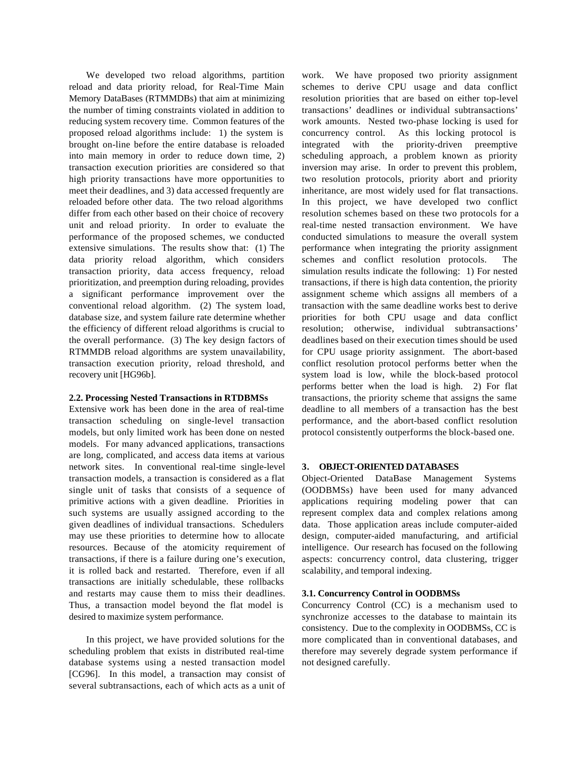We developed two reload algorithms, partition reload and data priority reload, for Real-Time Main Memory DataBases (RTMMDBs) that aim at minimizing the number of timing constraints violated in addition to reducing system recovery time. Common features of the proposed reload algorithms include: 1) the system is brought on-line before the entire database is reloaded into main memory in order to reduce down time, 2) transaction execution priorities are considered so that high priority transactions have more opportunities to meet their deadlines, and 3) data accessed frequently are reloaded before other data. The two reload algorithms differ from each other based on their choice of recovery unit and reload priority. In order to evaluate the performance of the proposed schemes, we conducted extensive simulations. The results show that: (1) The data priority reload algorithm, which considers transaction priority, data access frequency, reload prioritization, and preemption during reloading, provides a significant performance improvement over the conventional reload algorithm. (2) The system load, database size, and system failure rate determine whether the efficiency of different reload algorithms is crucial to the overall performance. (3) The key design factors of RTMMDB reload algorithms are system unavailability, transaction execution priority, reload threshold, and recovery unit [HG96b].

### 2.2. Processing Nested Transactions in RTDBMSs

Extensive work has been done in the area of real-time transaction scheduling on single-level transaction models, but only limited work has been done on nested models. For many advanced applications, transactions are long, complicated, and access data items at various network sites. In conventional real-time single-level transaction models, a transaction is considered as a flat single unit of tasks that consists of a sequence of primitive actions with a given deadline. Priorities in such systems are usually assigned according to the given deadlines of individual transactions. Schedulers may use these priorities to determine how to allocate resources. Because of the atomicity requirement of transactions, if there is a failure during one's execution, it is rolled back and restarted. Therefore, even if all transactions are initially schedulable, these rollbacks and restarts may cause them to miss their deadlines. Thus, a transaction model beyond the flat model is desired to maximize system performance.

In this project, we have provided solutions for the scheduling problem that exists in distributed real-time database systems using a nested transaction model [CG96]. In this model, a transaction may consist of several subtransactions, each of which acts as a unit of work. We have proposed two priority assignment schemes to derive CPU usage and data conflict resolution priorities that are based on either top-level transactions' deadlines or individual subtransactions' work amounts. Nested two-phase locking is used for concurrency control. As this locking protocol is integrated with the priority-driven preemptive scheduling approach, a problem known as priority inversion may arise. In order to prevent this problem, two resolution protocols, priority abort and priority inheritance, are most widely used for flat transactions. In this project, we have developed two conflict resolution schemes based on these two protocols for a real-time nested transaction environment. We have conducted simulations to measure the overall system performance when integrating the priority assignment schemes and conflict resolution protocols. The simulation results indicate the following: 1) For nested transactions, if there is high data contention, the priority assignment scheme which assigns all members of a transaction with the same deadline works best to derive priorities for both CPU usage and data conflict resolution; otherwise, individual subtransactions' deadlines based on their execution times should be used for CPU usage priority assignment. The abort-based conflict resolution protocol performs better when the system load is low, while the block-based protocol performs better when the load is high. 2) For flat transactions, the priority scheme that assigns the same deadline to all members of a transaction has the best performance, and the abort-based conflict resolution protocol consistently outperforms the block-based one.

## 3. OBJECT-ORIENTED DATABASES

Object-Oriented DataBase Management Systems (OODBMSs) have been used for many advanced applications requiring modeling power that can represent complex data and complex relations among data. Those application areas include computer-aided design, computer-aided manufacturing, and artificial intelligence. Our research has focused on the following aspects: concurrency control, data clustering, trigger scalability, and temporal indexing.

### 3.1. Concurrency Control in OODBMSs

Concurrency Control (CC) is a mechanism used to synchronize accesses to the database to maintain its consistency. Due to the complexity in OODBMSs, CC is more complicated than in conventional databases, and therefore may severely degrade system performance if not designed carefully.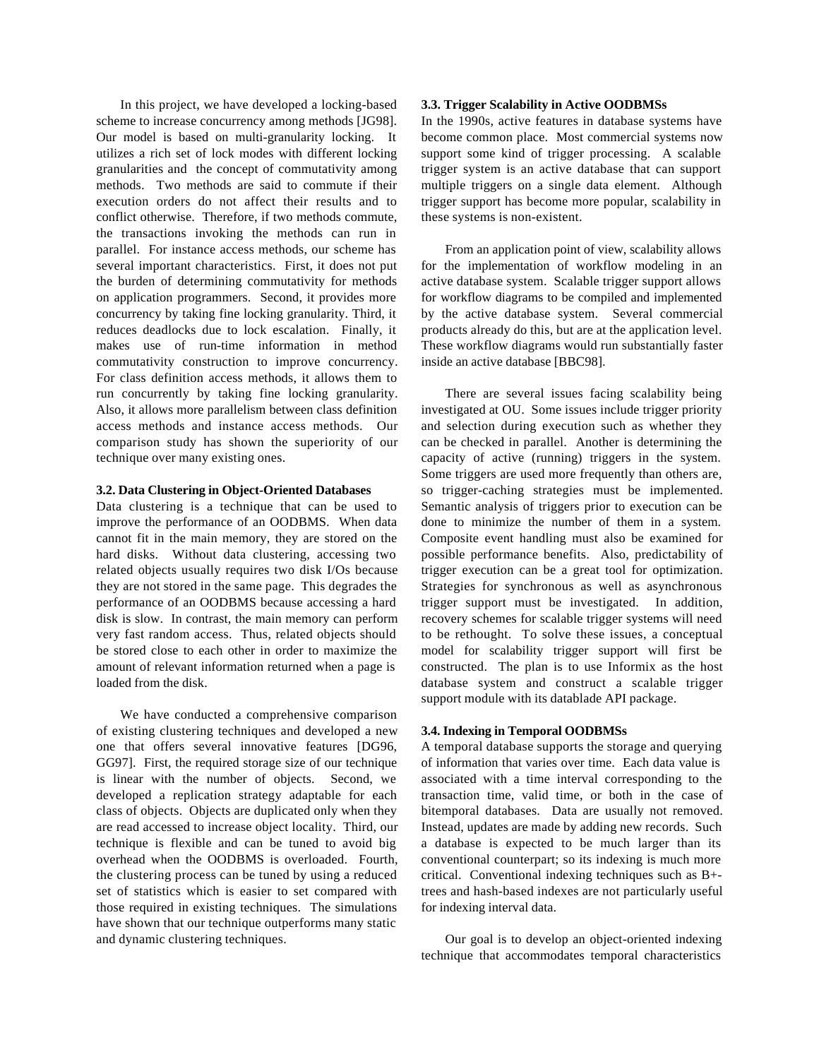In this project, we have developed a locking-based scheme to increase concurrency among methods [JG98]. Our model is based on multi-granularity locking. It utilizes a rich set of lock modes with different locking granularities and the concept of commutativity among methods. Two methods are said to commute if their execution orders do not affect their results and to conflict otherwise. Therefore, if two methods commute, the transactions invoking the methods can run in parallel. For instance access methods, our scheme has several important characteristics. First, it does not put the burden of determining commutativity for methods on application programmers. Second, it provides more concurrency by taking fine locking granularity. Third, it reduces deadlocks due to lock escalation. Finally, it makes use of run-time information in method commutativity construction to improve concurrency. For class definition access methods, it allows them to run concurrently by taking fine locking granularity. Also, it allows more parallelism between class definition access methods and instance access methods. Our comparison study has shown the superiority of our technique over many existing ones.

### 3.2. Data Clustering in Object-Oriented Databases

Data clustering is a technique that can be used to improve the performance of an OODBMS. When data cannot fit in the main memory, they are stored on the hard disks. Without data clustering, accessing two related objects usually requires two disk I/Os because they are not stored in the same page. This degrades the performance of an OODBMS because accessing a hard disk is slow. In contrast, the main memory can perform very fast random access. Thus, related objects should be stored close to each other in order to maximize the amount of relevant information returned when a page is loaded from the disk.

We have conducted a comprehensive comparison of existing clustering techniques and developed a new one that offers several innovative features [DG96, GG97]. First, the required storage size of our technique is linear with the number of objects. Second, we developed a replication strategy adaptable for each class of objects. Objects are duplicated only when they are read accessed to increase object locality. Third, our technique is flexible and can be tuned to avoid big overhead when the OODBMS is overloaded. Fourth, the clustering process can be tuned by using a reduced set of statistics which is easier to set compared with those required in existing techniques. The simulations have shown that our technique outperforms many static and dynamic clustering techniques.

### 3.3. Trigger Scalability in Active OODBMSs

In the 1990s, active features in database systems have become common place. Most commercial systems now support some kind of trigger processing. A scalable trigger system is an active database that can support multiple triggers on a single data element. Although trigger support has become more popular, scalability in these systems is non-existent.

From an application point of view, scalability allows for the implementation of workflow modeling in an active database system. Scalable trigger support allows for workflow diagrams to be compiled and implemented by the active database system. Several commercial products already do this, but are at the application level. These workflow diagrams would run substantially faster inside an active database [BBC98].

There are several issues facing scalability being investigated at OU. Some issues include trigger priority and selection during execution such as whether they can be checked in parallel. Another is determining the capacity of active (running) triggers in the system. Some triggers are used more frequently than others are, so trigger-caching strategies must be implemented. Semantic analysis of triggers prior to execution can be done to minimize the number of them in a system. Composite event handling must also be examined for possible performance benefits. Also, predictability of trigger execution can be a great tool for optimization. Strategies for synchronous as well as asynchronous trigger support must be investigated. In addition, recovery schemes for scalable trigger systems will need to be rethought. To solve these issues, a conceptual model for scalability trigger support will first be constructed. The plan is to use Informix as the host database system and construct a scalable trigger support module with its datablade API package.

### 3.4. Indexing in Temporal OODBMSs

A temporal database supports the storage and querying of information that varies over time. Each data value is associated with a time interval corresponding to the transaction time, valid time, or both in the case of bitemporal databases. Data are usually not removed. Instead, updates are made by adding new records. Such a database is expected to be much larger than its conventional counterpart; so its indexing is much more critical. Conventional indexing techniques such as B+-trees and hash-based indexes are not particularly useful for indexing interval data.

Our goal is to develop an object-oriented indexing technique that accommodates temporal characteristics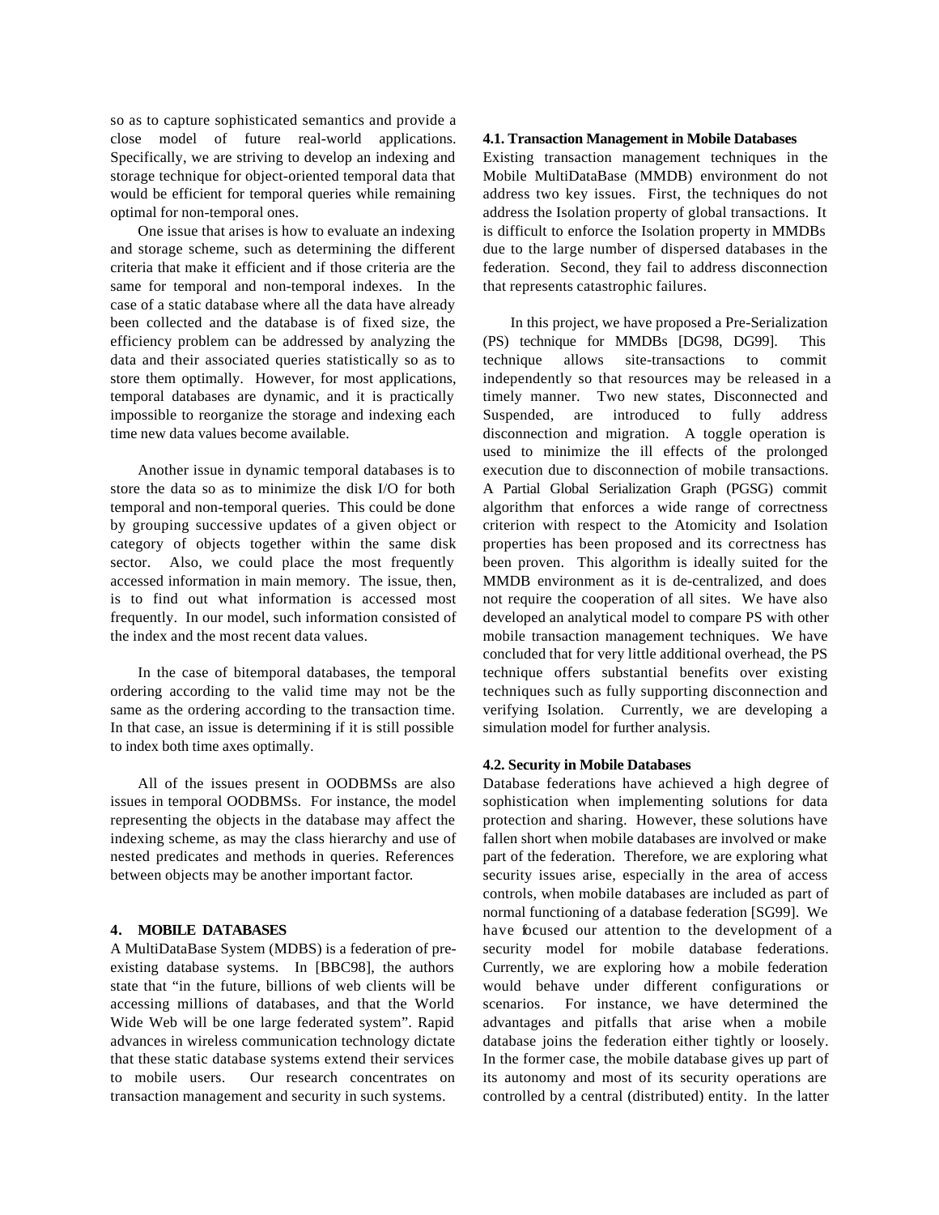so as to capture sophisticated semantics and provide a close model of future real-world applications. Specifically, we are striving to develop an indexing and storage technique for object-oriented temporal data that would be efficient for temporal queries while remaining optimal for non-temporal ones.

One issue that arises is how to evaluate an indexing and storage scheme, such as determining the different criteria that make it efficient and if those criteria are the same for temporal and non-temporal indexes. In the case of a static database where all the data have already been collected and the database is of fixed size, the efficiency problem can be addressed by analyzing the data and their associated queries statistically so as to store them optimally. However, for most applications, temporal databases are dynamic, and it is practically impossible to reorganize the storage and indexing each time new data values become available.

Another issue in dynamic temporal databases is to store the data so as to minimize the disk I/O for both temporal and non-temporal queries. This could be done by grouping successive updates of a given object or category of objects together within the same disk sector. Also, we could place the most frequently accessed information in main memory. The issue, then, is to find out what information is accessed most frequently. In our model, such information consisted of the index and the most recent data values.

In the case of bitemporal databases, the temporal ordering according to the valid time may not be the same as the ordering according to the transaction time. In that case, an issue is determining if it is still possible to index both time axes optimally.

All of the issues present in OODBMSs are also issues in temporal OODBMSs. For instance, the model representing the objects in the database may affect the indexing scheme, as may the class hierarchy and use of nested predicates and methods in queries. References between objects may be another important factor.

## 4. MOBILE DATABASES

A MultiDataBase System (MDBS) is a federation of pre-existing database systems. In [BBC98], the authors state that "in the future, billions of web clients will be accessing millions of databases, and that the World Wide Web will be one large federated system". Rapid advances in wireless communication technology dictate that these static database systems extend their services to mobile users. Our research concentrates on transaction management and security in such systems.

### 4.1. Transaction Management in Mobile Databases

Existing transaction management techniques in the Mobile MultiDataBase (MMDB) environment do not address two key issues. First, the techniques do not address the Isolation property of global transactions. It is difficult to enforce the Isolation property in MMDBs due to the large number of dispersed databases in the federation. Second, they fail to address disconnection that represents catastrophic failures.

In this project, we have proposed a Pre-Serialization (PS) technique for MMDBs [DG98, DG99]. This technique allows site-transactions to commit independently so that resources may be released in a timely manner. Two new states, Disconnected and Suspended, are introduced to fully address disconnection and migration. A toggle operation is used to minimize the ill effects of the prolonged execution due to disconnection of mobile transactions. A Partial Global Serialization Graph (PGSG) commit algorithm that enforces a wide range of correctness criterion with respect to the Atomicity and Isolation properties has been proposed and its correctness has been proven. This algorithm is ideally suited for the MMDB environment as it is de-centralized, and does not require the cooperation of all sites. We have also developed an analytical model to compare PS with other mobile transaction management techniques. We have concluded that for very little additional overhead, the PS technique offers substantial benefits over existing techniques such as fully supporting disconnection and verifying Isolation. Currently, we are developing a simulation model for further analysis.

### 4.2. Security in Mobile Databases

Database federations have achieved a high degree of sophistication when implementing solutions for data protection and sharing. However, these solutions have fallen short when mobile databases are involved or make part of the federation. Therefore, we are exploring what security issues arise, especially in the area of access controls, when mobile databases are included as part of normal functioning of a database federation [SG99]. We have focused our attention to the development of a security model for mobile database federations. Currently, we are exploring how a mobile federation would behave under different configurations or scenarios. For instance, we have determined the advantages and pitfalls that arise when a mobile database joins the federation either tightly or loosely. In the former case, the mobile database gives up part of its autonomy and most of its security operations are controlled by a central (distributed) entity. In the latter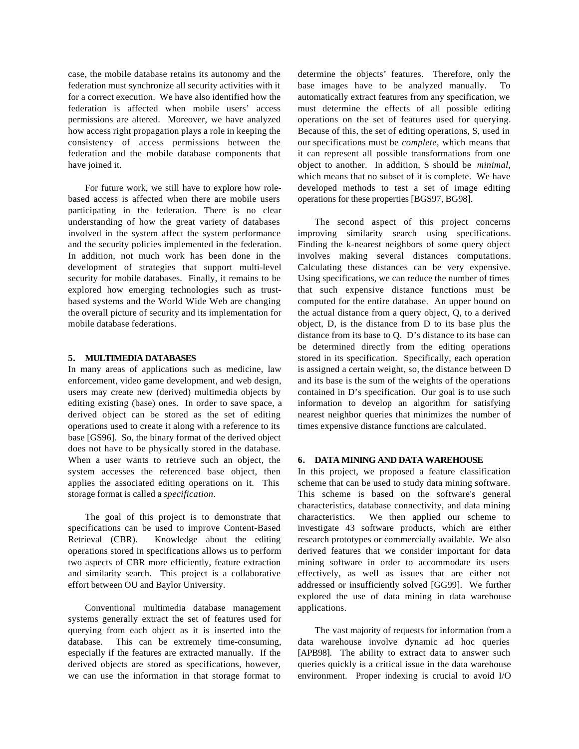case, the mobile database retains its autonomy and the federation must synchronize all security activities with it for a correct execution. We have also identified how the federation is affected when mobile users' access permissions are altered. Moreover, we have analyzed how access right propagation plays a role in keeping the consistency of access permissions between the federation and the mobile database components that have joined it.

For future work, we still have to explore how role-based access is affected when there are mobile users participating in the federation. There is no clear understanding of how the great variety of databases involved in the system affect the system performance and the security policies implemented in the federation. In addition, not much work has been done in the development of strategies that support multi-level security for mobile databases. Finally, it remains to be explored how emerging technologies such as trust-based systems and the World Wide Web are changing the overall picture of security and its implementation for mobile database federations.

## 5. MULTIMEDIA DATABASES

In many areas of applications such as medicine, law enforcement, video game development, and web design, users may create new (derived) multimedia objects by editing existing (base) ones. In order to save space, a derived object can be stored as the set of editing operations used to create it along with a reference to its base [GS96]. So, the binary format of the derived object does not have to be physically stored in the database. When a user wants to retrieve such an object, the system accesses the referenced base object, then applies the associated editing operations on it. This storage format is called a *specification*.

The goal of this project is to demonstrate that specifications can be used to improve Content-Based Retrieval (CBR). Knowledge about the editing operations stored in specifications allows us to perform two aspects of CBR more efficiently, feature extraction and similarity search. This project is a collaborative effort between OU and Baylor University.

Conventional multimedia database management systems generally extract the set of features used for querying from each object as it is inserted into the database. This can be extremely time-consuming, especially if the features are extracted manually. If the derived objects are stored as specifications, however, we can use the information in that storage format to determine the objects' features. Therefore, only the base images have to be analyzed manually. To automatically extract features from any specification, we must determine the effects of all possible editing operations on the set of features used for querying. Because of this, the set of editing operations, S, used in our specifications must be *complete*, which means that it can represent all possible transformations from one object to another. In addition, S should be *minimal*, which means that no subset of it is complete. We have developed methods to test a set of image editing operations for these properties [BGS97, BG98].

The second aspect of this project concerns improving similarity search using specifications. Finding the k-nearest neighbors of some query object involves making several distances computations. Calculating these distances can be very expensive. Using specifications, we can reduce the number of times that such expensive distance functions must be computed for the entire database. An upper bound on the actual distance from a query object, Q, to a derived object, D, is the distance from D to its base plus the distance from its base to Q. D's distance to its base can be determined directly from the editing operations stored in its specification. Specifically, each operation is assigned a certain weight, so, the distance between D and its base is the sum of the weights of the operations contained in D's specification. Our goal is to use such information to develop an algorithm for satisfying nearest neighbor queries that minimizes the number of times expensive distance functions are calculated.

## 6. DATA MINING AND DATA WAREHOUSE

In this project, we proposed a feature classification scheme that can be used to study data mining software. This scheme is based on the software's general characteristics, database connectivity, and data mining characteristics. We then applied our scheme to investigate 43 software products, which are either research prototypes or commercially available. We also derived features that we consider important for data mining software in order to accommodate its users effectively, as well as issues that are either not addressed or insufficiently solved [GG99]. We further explored the use of data mining in data warehouse applications.

The vast majority of requests for information from a data warehouse involve dynamic ad hoc queries [APB98]. The ability to extract data to answer such queries quickly is a critical issue in the data warehouse environment. Proper indexing is crucial to avoid I/O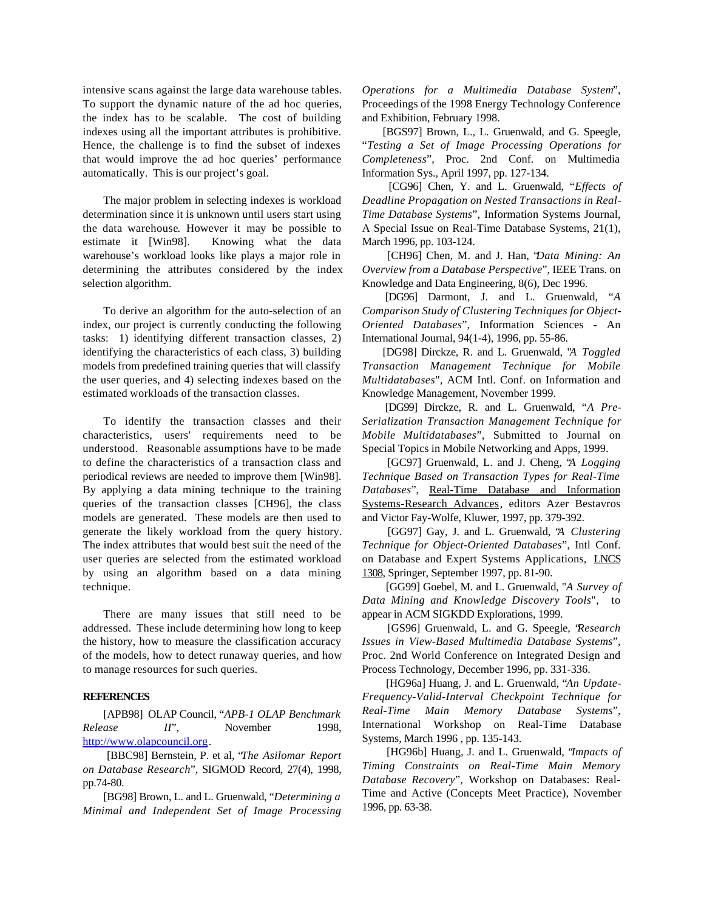intensive scans against the large data warehouse tables. To support the dynamic nature of the ad hoc queries, the index has to be scalable. The cost of building indexes using all the important attributes is prohibitive. Hence, the challenge is to find the subset of indexes that would improve the ad hoc queries' performance automatically. This is our project's goal.

The major problem in selecting indexes is workload determination since it is unknown until users start using the data warehouse. However it may be possible to estimate it [Win98]. Knowing what the data warehouse's workload looks like plays a major role in determining the attributes considered by the index selection algorithm.

To derive an algorithm for the auto-selection of an index, our project is currently conducting the following tasks: 1) identifying different transaction classes, 2) identifying the characteristics of each class, 3) building models from predefined training queries that will classify the user queries, and 4) selecting indexes based on the estimated workloads of the transaction classes.

To identify the transaction classes and their characteristics, users' requirements need to be understood. Reasonable assumptions have to be made to define the characteristics of a transaction class and periodical reviews are needed to improve them [Win98]. By applying a data mining technique to the training queries of the transaction classes [CH96], the class models are generated. These models are then used to generate the likely workload from the query history. The index attributes that would best suit the need of the user queries are selected from the estimated workload by using an algorithm based on a data mining technique.

There are many issues that still need to be addressed. These include determining how long to keep the history, how to measure the classification accuracy of the models, how to detect runaway queries, and how to manage resources for such queries.

**REFERENCES**

[APB98] OLAP Council, "*APB-1 OLAP Benchmark Release II*", November 1998, http://www.olapcouncil.org.

[BBC98] Bernstein, P. et al, "*The Asilomar Report on Database Research*", SIGMOD Record, 27(4), 1998, pp.74-80.

[BG98] Brown, L. and L. Gruenwald, "*Determining a Minimal and Independent Set of Image Processing Operations for a Multimedia Database System*", Proceedings of the 1998 Energy Technology Conference and Exhibition, February 1998.

[BGS97] Brown, L., L. Gruenwald, and G. Speegle, "*Testing a Set of Image Processing Operations for Completeness*", Proc. 2nd Conf. on Multimedia Information Sys., April 1997, pp. 127-134.

[CG96] Chen, Y. and L. Gruenwald, "*Effects of Deadline Propagation on Nested Transactions in Real-Time Database Systems*", Information Systems Journal, A Special Issue on Real-Time Database Systems, 21(1), March 1996, pp. 103-124.

[CH96] Chen, M. and J. Han, "*Data Mining: An Overview from a Database Perspective*", IEEE Trans. on Knowledge and Data Engineering, 8(6), Dec 1996.

[DG96] Darmont, J. and L. Gruenwald, "*A Comparison Study of Clustering Techniques for Object-Oriented Databases*", Information Sciences - An International Journal, 94(1-4), 1996, pp. 55-86.

[DG98] Dirckze, R. and L. Gruenwald, "*A Toggled Transaction Management Technique for Mobile Multidatabases*", ACM Intl. Conf. on Information and Knowledge Management, November 1999.

[DG99] Dirckze, R. and L. Gruenwald, "*A Pre-Serialization Transaction Management Technique for Mobile Multidatabases*", Submitted to Journal on Special Topics in Mobile Networking and Apps, 1999.

[GC97] Gruenwald, L. and J. Cheng, "*A Logging Technique Based on Transaction Types for Real-Time Databases*", Real-Time Database and Information Systems-Research Advances, editors Azer Bestavros and Victor Fay-Wolfe, Kluwer, 1997, pp. 379-392.

[GG97] Gay, J. and L. Gruenwald, "*A Clustering Technique for Object-Oriented Databases*", Intl Conf. on Database and Expert Systems Applications, LNCS 1308, Springer, September 1997, pp. 81-90.

[GG99] Goebel, M. and L. Gruenwald, "*A Survey of Data Mining and Knowledge Discovery Tools*", to appear in ACM SIGKDD Explorations, 1999.

[GS96] Gruenwald, L. and G. Speegle, "*Research Issues in View-Based Multimedia Database Systems*", Proc. 2nd World Conference on Integrated Design and Process Technology, December 1996, pp. 331-336.

[HG96a] Huang, J. and L. Gruenwald, "*An Update-Frequency-Valid-Interval Checkpoint Technique for Real-Time Main Memory Database Systems*", International Workshop on Real-Time Database Systems, March 1996 , pp. 135-143.

[HG96b] Huang, J. and L. Gruenwald, "*Impacts of Timing Constraints on Real-Time Main Memory Database Recovery*", Workshop on Databases: Real-Time and Active (Concepts Meet Practice), November 1996, pp. 63-38.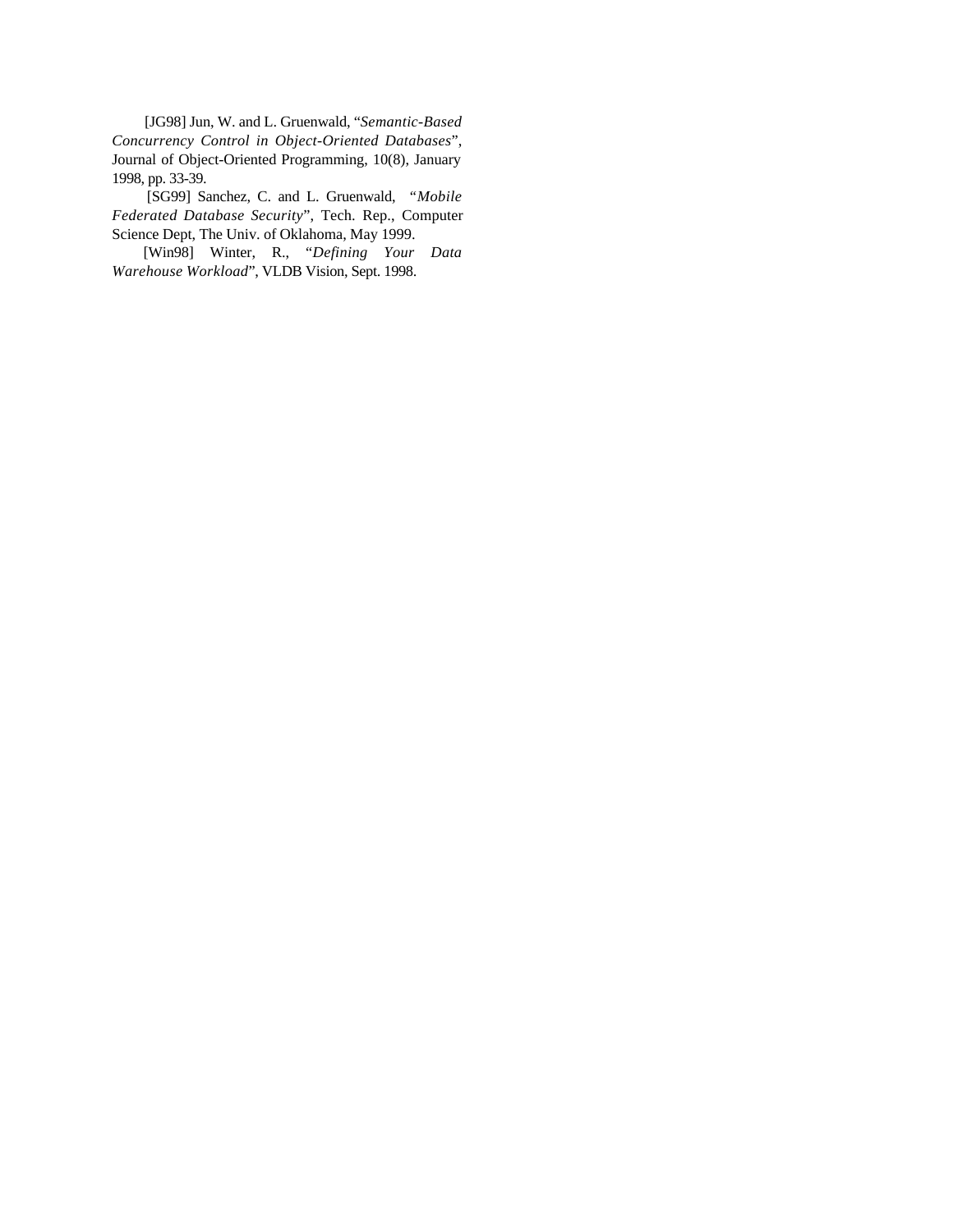[JG98] Jun, W. and L. Gruenwald, "*Semantic-Based Concurrency Control in Object-Oriented Databases*", Journal of Object-Oriented Programming, 10(8), January 1998, pp. 33-39.

[SG99] Sanchez, C. and L. Gruenwald, "*Mobile Federated Database Security*", Tech. Rep., Computer Science Dept, The Univ. of Oklahoma, May 1999.

[Win98] Winter, R., "*Defining Your Data Warehouse Workload*", VLDB Vision, Sept. 1998.